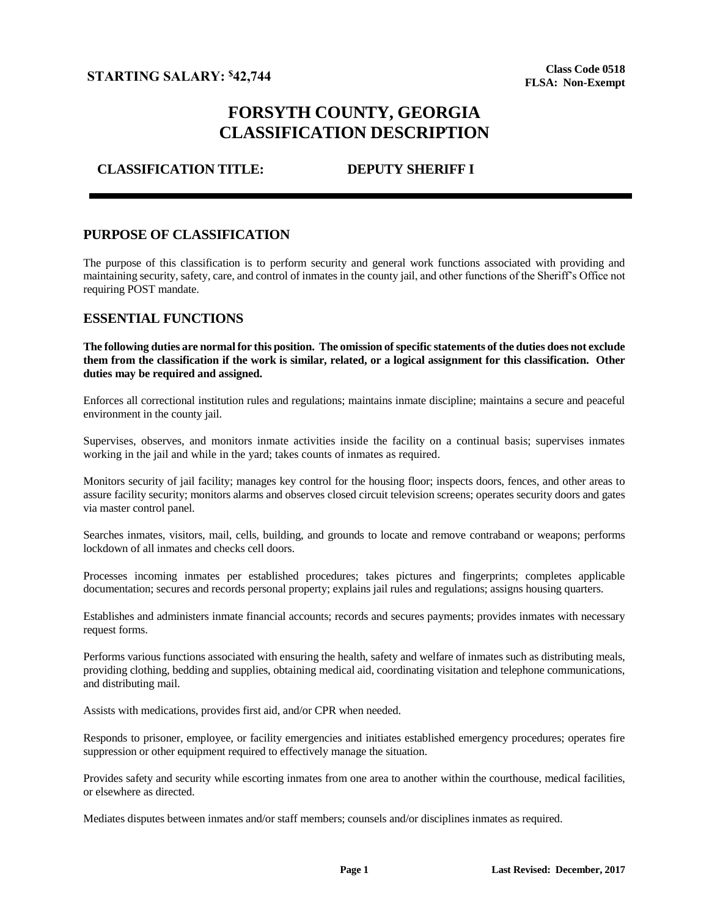**STARTING SALARY: $42,744**

**Class Code 0518**
**FLSA: Non-Exempt**

# FORSYTH COUNTY, GEORGIA
# CLASSIFICATION DESCRIPTION

**CLASSIFICATION TITLE: DEPUTY SHERIFF I**

---

## PURPOSE OF CLASSIFICATION

The purpose of this classification is to perform security and general work functions associated with providing and maintaining security, safety, care, and control of inmates in the county jail, and other functions of the Sheriff's Office not requiring POST mandate.

## ESSENTIAL FUNCTIONS

**The following duties are normal for this position. The omission of specific statements of the duties does not exclude them from the classification if the work is similar, related, or a logical assignment for this classification. Other duties may be required and assigned.**

Enforces all correctional institution rules and regulations; maintains inmate discipline; maintains a secure and peaceful environment in the county jail.

Supervises, observes, and monitors inmate activities inside the facility on a continual basis; supervises inmates working in the jail and while in the yard; takes counts of inmates as required.

Monitors security of jail facility; manages key control for the housing floor; inspects doors, fences, and other areas to assure facility security; monitors alarms and observes closed circuit television screens; operates security doors and gates via master control panel.

Searches inmates, visitors, mail, cells, building, and grounds to locate and remove contraband or weapons; performs lockdown of all inmates and checks cell doors.

Processes incoming inmates per established procedures; takes pictures and fingerprints; completes applicable documentation; secures and records personal property; explains jail rules and regulations; assigns housing quarters.

Establishes and administers inmate financial accounts; records and secures payments; provides inmates with necessary request forms.

Performs various functions associated with ensuring the health, safety and welfare of inmates such as distributing meals, providing clothing, bedding and supplies, obtaining medical aid, coordinating visitation and telephone communications, and distributing mail.

Assists with medications, provides first aid, and/or CPR when needed.

Responds to prisoner, employee, or facility emergencies and initiates established emergency procedures; operates fire suppression or other equipment required to effectively manage the situation.

Provides safety and security while escorting inmates from one area to another within the courthouse, medical facilities, or elsewhere as directed.

Mediates disputes between inmates and/or staff members; counsels and/or disciplines inmates as required.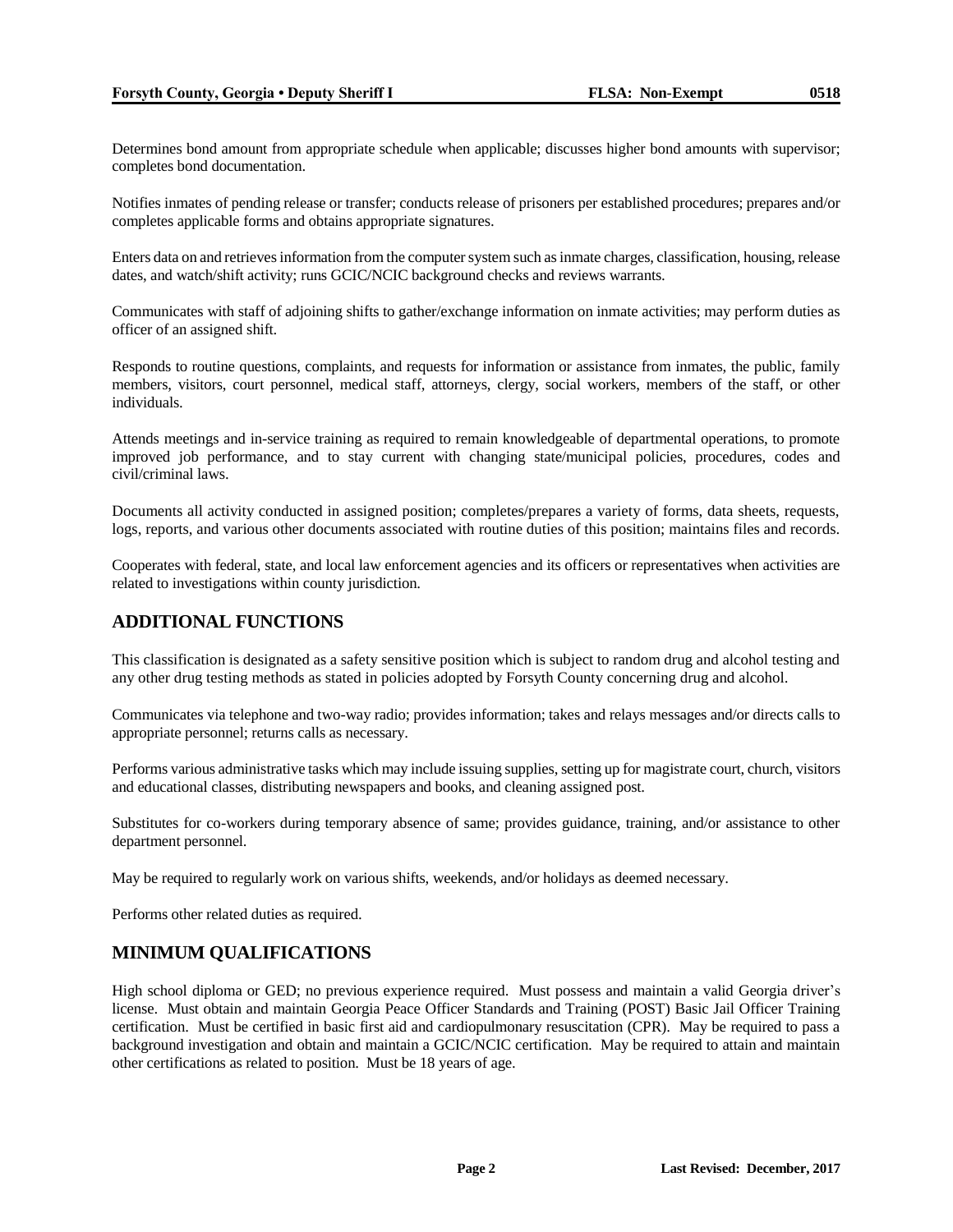Determines bond amount from appropriate schedule when applicable; discusses higher bond amounts with supervisor; completes bond documentation.

Notifies inmates of pending release or transfer; conducts release of prisoners per established procedures; prepares and/or completes applicable forms and obtains appropriate signatures.

Enters data on and retrieves information from the computer system such as inmate charges, classification, housing, release dates, and watch/shift activity; runs GCIC/NCIC background checks and reviews warrants.

Communicates with staff of adjoining shifts to gather/exchange information on inmate activities; may perform duties as officer of an assigned shift.

Responds to routine questions, complaints, and requests for information or assistance from inmates, the public, family members, visitors, court personnel, medical staff, attorneys, clergy, social workers, members of the staff, or other individuals.

Attends meetings and in-service training as required to remain knowledgeable of departmental operations, to promote improved job performance, and to stay current with changing state/municipal policies, procedures, codes and civil/criminal laws.

Documents all activity conducted in assigned position; completes/prepares a variety of forms, data sheets, requests, logs, reports, and various other documents associated with routine duties of this position; maintains files and records.

Cooperates with federal, state, and local law enforcement agencies and its officers or representatives when activities are related to investigations within county jurisdiction.

## ADDITIONAL FUNCTIONS

This classification is designated as a safety sensitive position which is subject to random drug and alcohol testing and any other drug testing methods as stated in policies adopted by Forsyth County concerning drug and alcohol.

Communicates via telephone and two-way radio; provides information; takes and relays messages and/or directs calls to appropriate personnel; returns calls as necessary.

Performs various administrative tasks which may include issuing supplies, setting up for magistrate court, church, visitors and educational classes, distributing newspapers and books, and cleaning assigned post.

Substitutes for co-workers during temporary absence of same; provides guidance, training, and/or assistance to other department personnel.

May be required to regularly work on various shifts, weekends, and/or holidays as deemed necessary.

Performs other related duties as required.

## MINIMUM QUALIFICATIONS

High school diploma or GED; no previous experience required. Must possess and maintain a valid Georgia driver's license. Must obtain and maintain Georgia Peace Officer Standards and Training (POST) Basic Jail Officer Training certification. Must be certified in basic first aid and cardiopulmonary resuscitation (CPR). May be required to pass a background investigation and obtain and maintain a GCIC/NCIC certification. May be required to attain and maintain other certifications as related to position. Must be 18 years of age.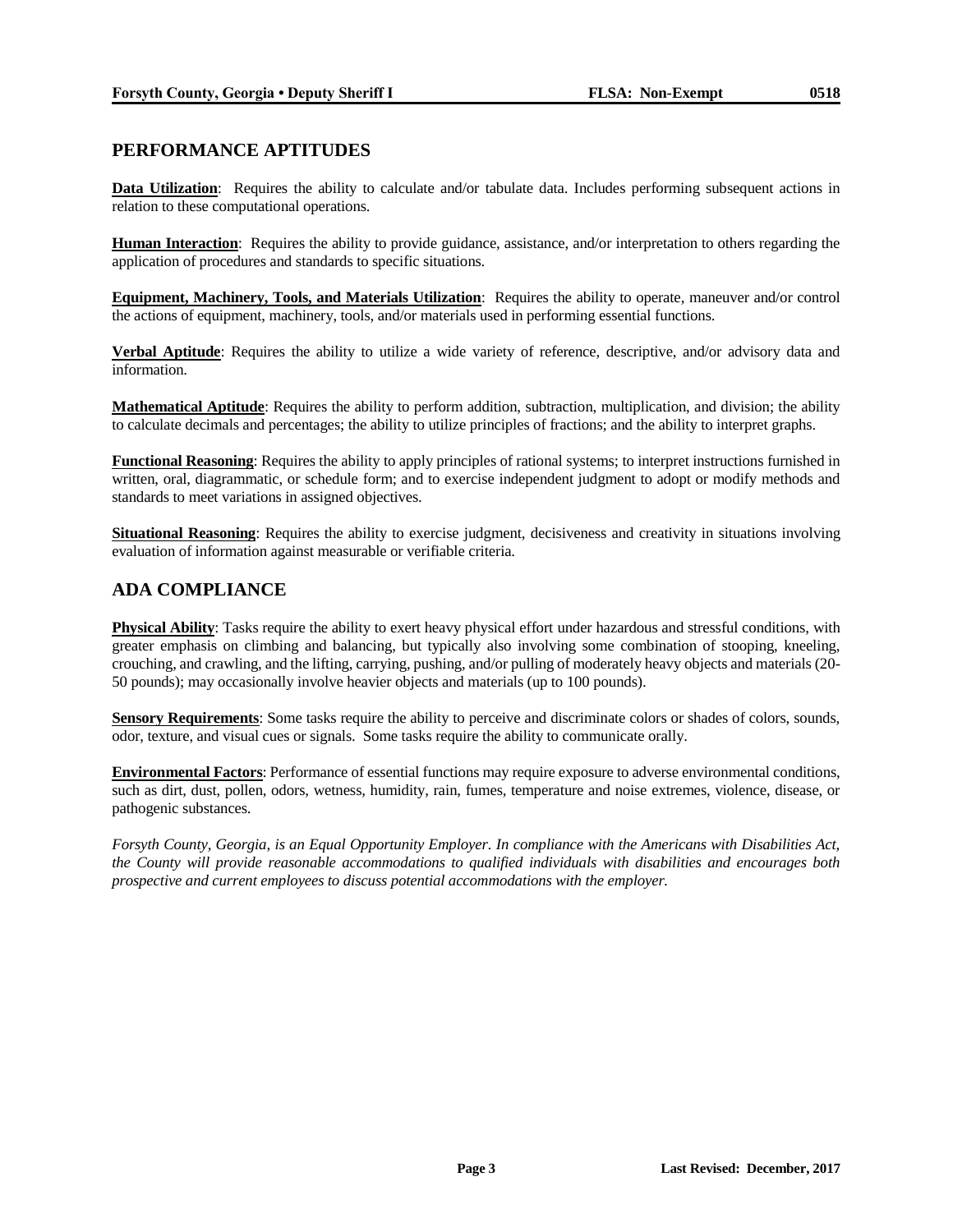## PERFORMANCE APTITUDES

**Data Utilization**: Requires the ability to calculate and/or tabulate data. Includes performing subsequent actions in relation to these computational operations.

**Human Interaction**: Requires the ability to provide guidance, assistance, and/or interpretation to others regarding the application of procedures and standards to specific situations.

**Equipment, Machinery, Tools, and Materials Utilization**: Requires the ability to operate, maneuver and/or control the actions of equipment, machinery, tools, and/or materials used in performing essential functions.

**Verbal Aptitude**: Requires the ability to utilize a wide variety of reference, descriptive, and/or advisory data and information.

**Mathematical Aptitude**: Requires the ability to perform addition, subtraction, multiplication, and division; the ability to calculate decimals and percentages; the ability to utilize principles of fractions; and the ability to interpret graphs.

**Functional Reasoning**: Requires the ability to apply principles of rational systems; to interpret instructions furnished in written, oral, diagrammatic, or schedule form; and to exercise independent judgment to adopt or modify methods and standards to meet variations in assigned objectives.

**Situational Reasoning**: Requires the ability to exercise judgment, decisiveness and creativity in situations involving evaluation of information against measurable or verifiable criteria.

## ADA COMPLIANCE

**Physical Ability**: Tasks require the ability to exert heavy physical effort under hazardous and stressful conditions, with greater emphasis on climbing and balancing, but typically also involving some combination of stooping, kneeling, crouching, and crawling, and the lifting, carrying, pushing, and/or pulling of moderately heavy objects and materials (20-50 pounds); may occasionally involve heavier objects and materials (up to 100 pounds).

**Sensory Requirements**: Some tasks require the ability to perceive and discriminate colors or shades of colors, sounds, odor, texture, and visual cues or signals. Some tasks require the ability to communicate orally.

**Environmental Factors**: Performance of essential functions may require exposure to adverse environmental conditions, such as dirt, dust, pollen, odors, wetness, humidity, rain, fumes, temperature and noise extremes, violence, disease, or pathogenic substances.

*Forsyth County, Georgia, is an Equal Opportunity Employer. In compliance with the Americans with Disabilities Act, the County will provide reasonable accommodations to qualified individuals with disabilities and encourages both prospective and current employees to discuss potential accommodations with the employer.*